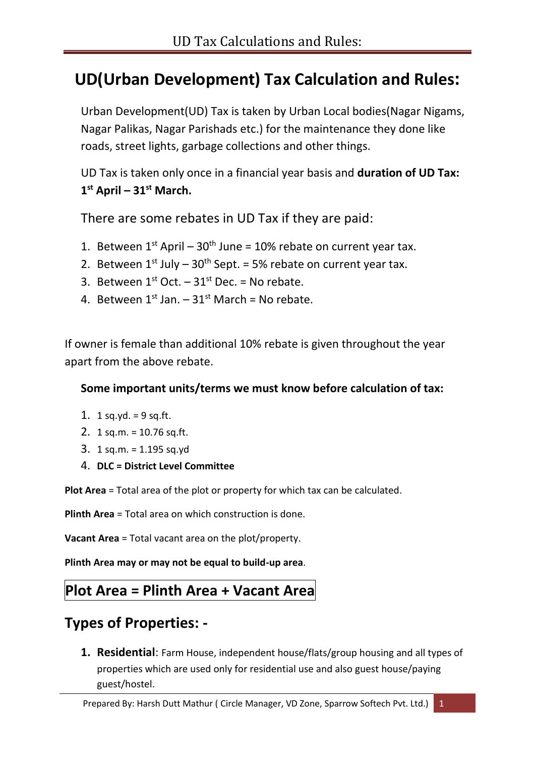# UD(Urban Development) Tax Calculation and Rules:

Urban Development(UD) Tax is taken by Urban Local bodies(Nagar Nigams, Nagar Palikas, Nagar Parishads etc.) for the maintenance they done like roads, street lights, garbage collections and other things.

UD Tax is taken only once in a financial year basis and **duration of UD Tax: 1st April – 31st March.**

There are some rebates in UD Tax if they are paid:

1. Between 1st April – 30th June = 10% rebate on current year tax.
2. Between 1st July – 30th Sept. = 5% rebate on current year tax.
3. Between 1st Oct. – 31st Dec. = No rebate.
4. Between 1st Jan. – 31st March = No rebate.

If owner is female than additional 10% rebate is given throughout the year apart from the above rebate.

**Some important units/terms we must know before calculation of tax:**

1. 1 sq.yd. = 9 sq.ft.
2. 1 sq.m. = 10.76 sq.ft.
3. 1 sq.m. = 1.195 sq.yd
4. **DLC = District Level Committee**

**Plot Area** = Total area of the plot or property for which tax can be calculated.

**Plinth Area** = Total area on which construction is done.

**Vacant Area** = Total vacant area on the plot/property.

**Plinth Area may or may not be equal to build-up area**.

## Plot Area = Plinth Area + Vacant Area

## Types of Properties: -

1. **Residential**: Farm House, independent house/flats/group housing and all types of properties which are used only for residential use and also guest house/paying guest/hostel.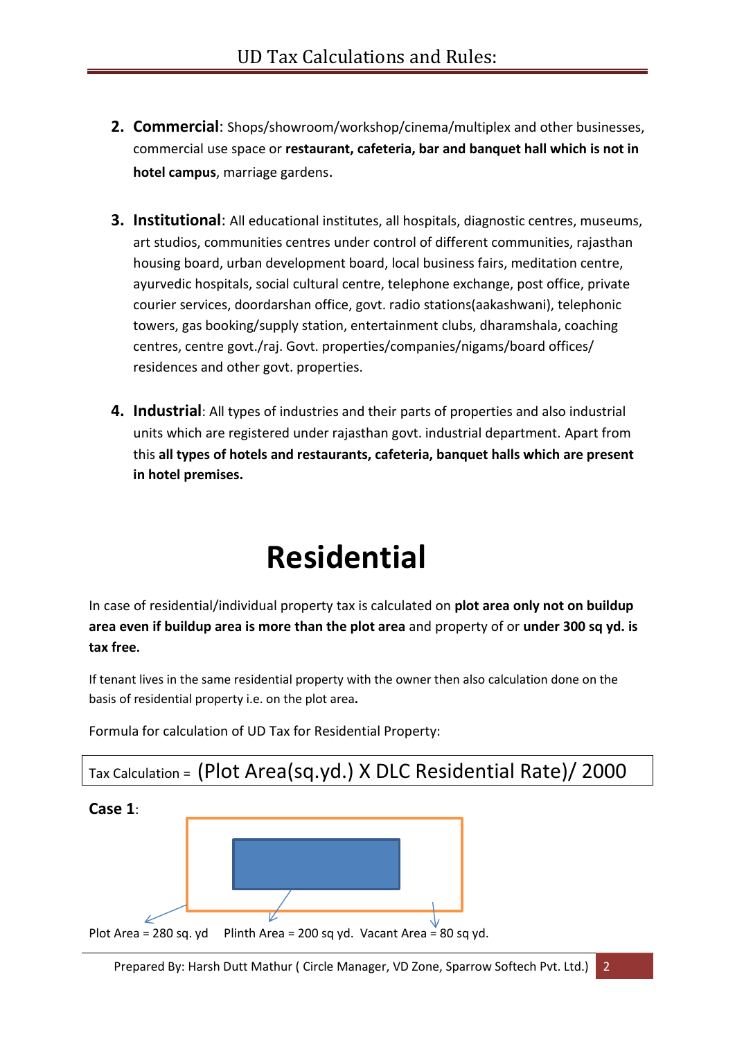2. **Commercial**: Shops/showroom/workshop/cinema/multiplex and other businesses, commercial use space or **restaurant, cafeteria, bar and banquet hall which is not in hotel campus**, marriage gardens.

3. **Institutional**: All educational institutes, all hospitals, diagnostic centres, museums, art studios, communities centres under control of different communities, rajasthan housing board, urban development board, local business fairs, meditation centre, ayurvedic hospitals, social cultural centre, telephone exchange, post office, private courier services, doordarshan office, govt. radio stations(aakashwani), telephonic towers, gas booking/supply station, entertainment clubs, dharamshala, coaching centres, centre govt./raj. Govt. properties/companies/nigams/board offices/ residences and other govt. properties.

4. **Industrial**: All types of industries and their parts of properties and also industrial units which are registered under rajasthan govt. industrial department. Apart from this **all types of hotels and restaurants, cafeteria, banquet halls which are present in hotel premises.**

# Residential

In case of residential/individual property tax is calculated on **plot area only not on buildup area even if buildup area is more than the plot area** and property of or **under 300 sq yd. is tax free.**

If tenant lives in the same residential property with the owner then also calculation done on the basis of residential property i.e. on the plot area**.**

Formula for calculation of UD Tax for Residential Property:

Tax Calculation = (Plot Area(sq.yd.) X DLC Residential Rate)/ 2000

**Case 1**:

Plot Area = 280 sq. yd     Plinth Area = 200 sq yd.  Vacant Area = 80 sq yd.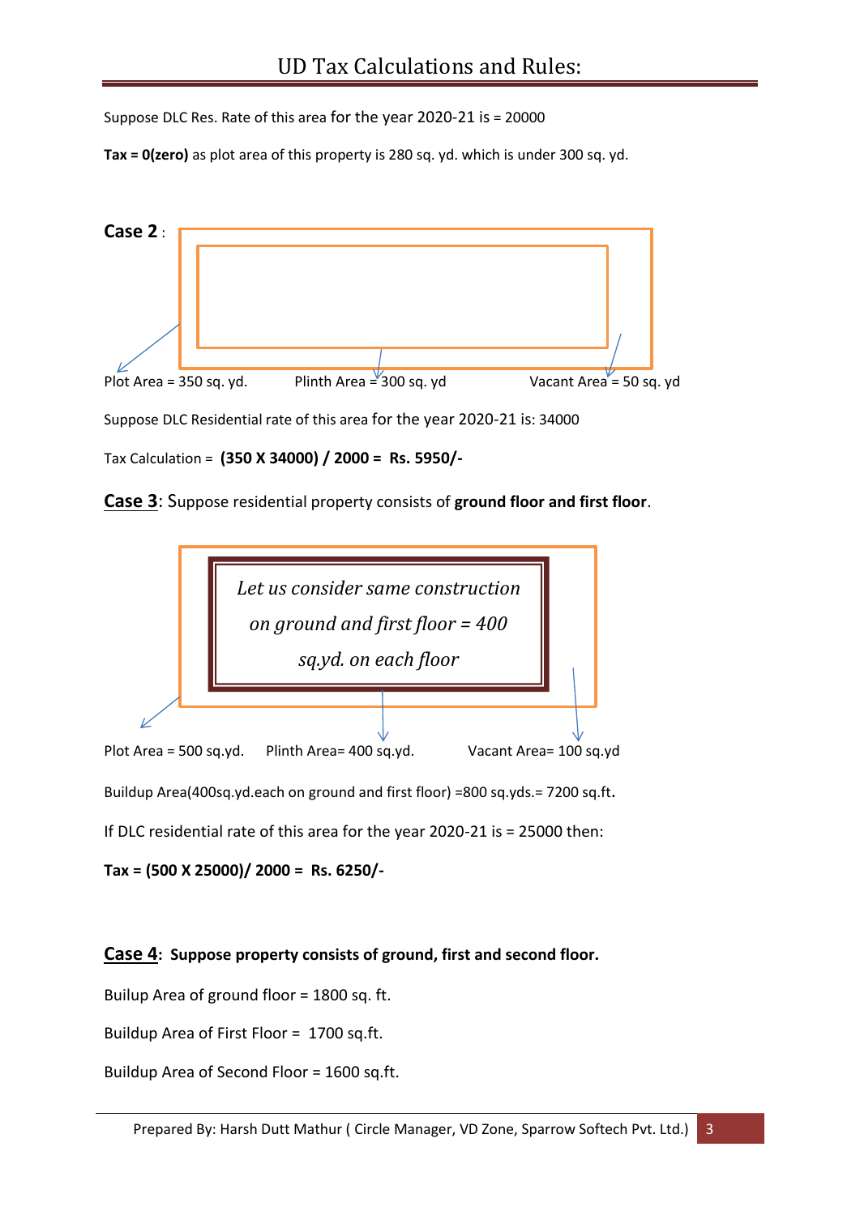Suppose DLC Res. Rate of this area for the year 2020-21 is = 20000

**Tax = 0(zero)** as plot area of this property is 280 sq. yd. which is under 300 sq. yd.

**Case 2** :

Plot Area = 350 sq. yd. Plinth Area = 300 sq. yd Vacant Area = 50 sq. yd

Suppose DLC Residential rate of this area for the year 2020-21 is: 34000

Tax Calculation = **(350 X 34000) / 2000 = Rs. 5950/-**

**Case 3**: Suppose residential property consists of **ground floor and first floor**.

*Let us consider same construction on ground and first floor = 400 sq.yd. on each floor*

Plot Area = 500 sq.yd. Plinth Area= 400 sq.yd. Vacant Area= 100 sq.yd

Buildup Area(400sq.yd.each on ground and first floor) =800 sq.yds.= 7200 sq.ft.

If DLC residential rate of this area for the year 2020-21 is = 25000 then:

**Tax = (500 X 25000)/ 2000 = Rs. 6250/-**

**Case 4: Suppose property consists of ground, first and second floor.**

Builup Area of ground floor = 1800 sq. ft.

Buildup Area of First Floor = 1700 sq.ft.

Buildup Area of Second Floor = 1600 sq.ft.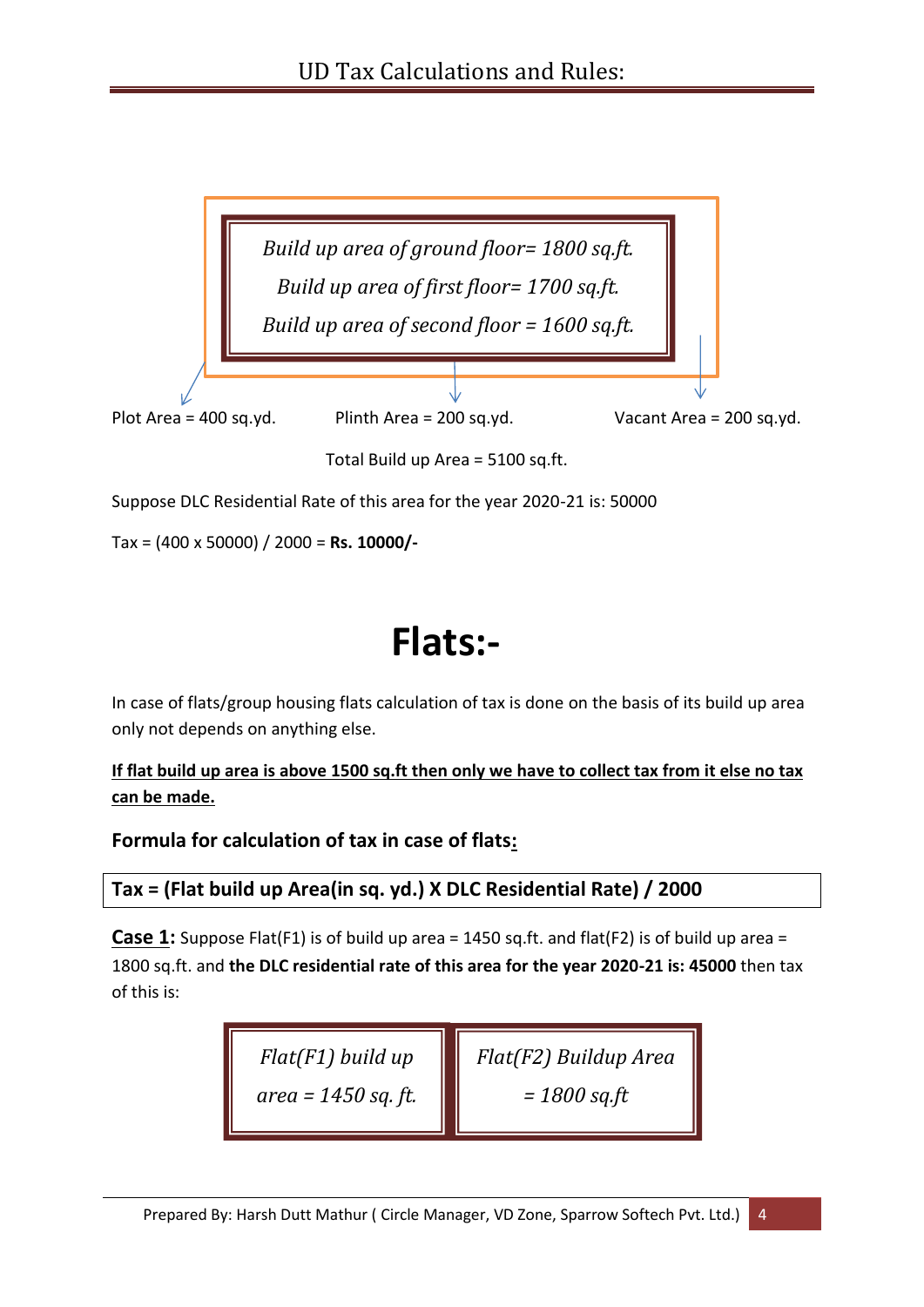*Build up area of ground floor= 1800 sq.ft.*

*Build up area of first floor= 1700 sq.ft.*

*Build up area of second floor = 1600 sq.ft.*

Plot Area = 400 sq.yd. Plinth Area = 200 sq.yd. Vacant Area = 200 sq.yd.

Total Build up Area = 5100 sq.ft.

Suppose DLC Residential Rate of this area for the year 2020-21 is: 50000

Tax = (400 x 50000) / 2000 = **Rs. 10000/-**

# Flats:-

In case of flats/group housing flats calculation of tax is done on the basis of its build up area only not depends on anything else.

**<u>If flat build up area is above 1500 sq.ft then only we have to collect tax from it else no tax can be made.</u>**

### Formula for calculation of tax in case of flats:

**Tax = (Flat build up Area(in sq. yd.) X DLC Residential Rate) / 2000**

**<u>Case 1</u>:** Suppose Flat(F1) is of build up area = 1450 sq.ft. and flat(F2) is of build up area = 1800 sq.ft. and **the DLC residential rate of this area for the year 2020-21 is: 45000** then tax of this is:

| *Flat(F1) build up area = 1450 sq. ft.* | *Flat(F2) Buildup Area = 1800 sq.ft* |
|---|---|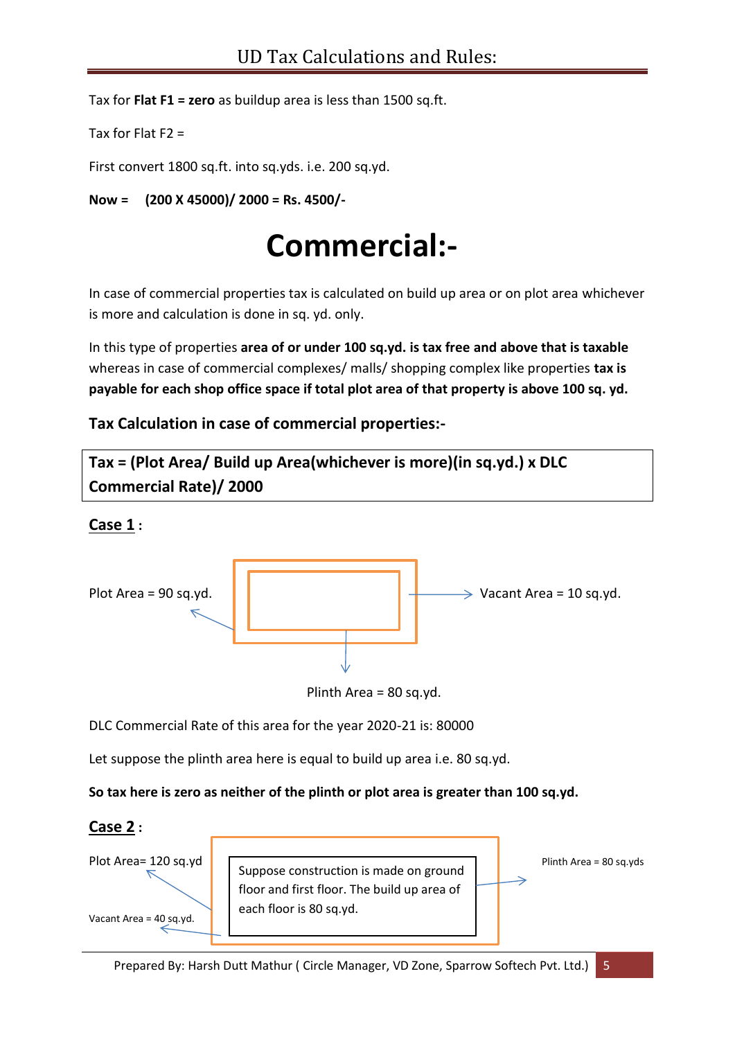Tax for **Flat F1 = zero** as buildup area is less than 1500 sq.ft.

Tax for Flat F2 =

First convert 1800 sq.ft. into sq.yds. i.e. 200 sq.yd.

**Now = (200 X 45000)/ 2000 = Rs. 4500/-**

# Commercial:-

In case of commercial properties tax is calculated on build up area or on plot area whichever is more and calculation is done in sq. yd. only.

In this type of properties **area of or under 100 sq.yd. is tax free and above that is taxable** whereas in case of commercial complexes/ malls/ shopping complex like properties **tax is payable for each shop office space if total plot area of that property is above 100 sq. yd.**

### Tax Calculation in case of commercial properties:-

**Tax = (Plot Area/ Build up Area(whichever is more)(in sq.yd.) x DLC Commercial Rate)/ 2000**

**Case 1** :

Plot Area = 90 sq.yd.

Vacant Area = 10 sq.yd.

Plinth Area = 80 sq.yd.

DLC Commercial Rate of this area for the year 2020-21 is: 80000

Let suppose the plinth area here is equal to build up area i.e. 80 sq.yd.

**So tax here is zero as neither of the plinth or plot area is greater than 100 sq.yd.**

**Case 2** :

Plot Area= 120 sq.yd

Vacant Area = 40 sq.yd.

Suppose construction is made on ground floor and first floor. The build up area of each floor is 80 sq.yd.

Plinth Area = 80 sq.yds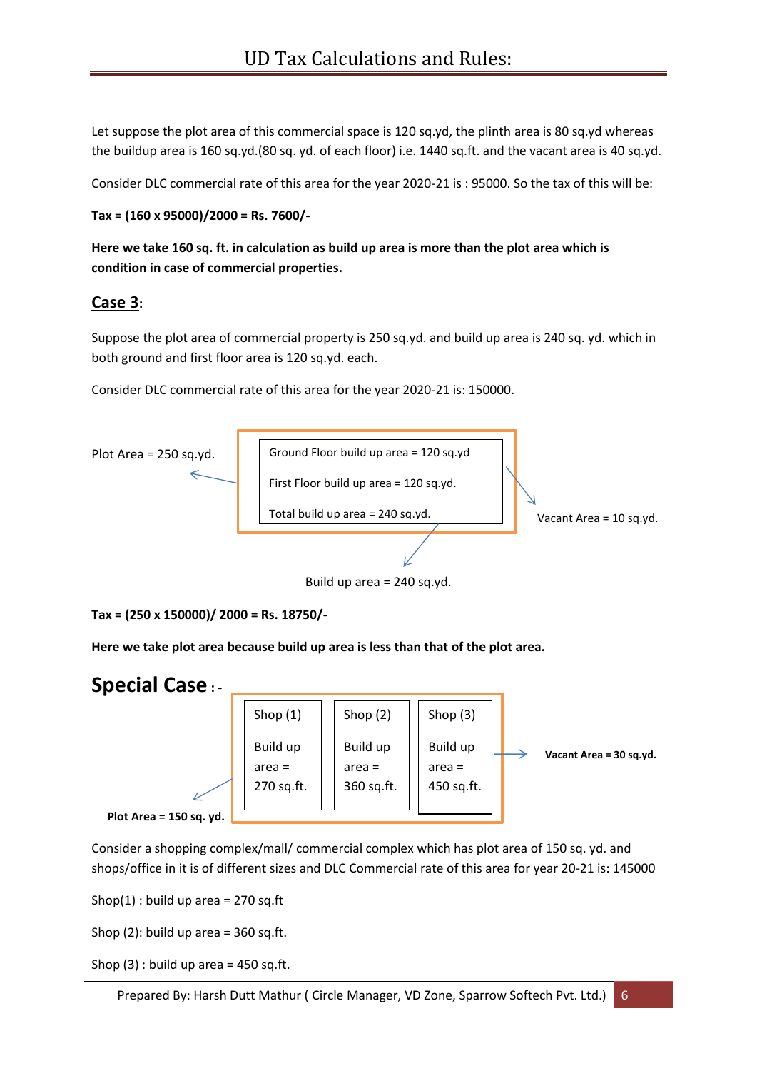Let suppose the plot area of this commercial space is 120 sq.yd, the plinth area is 80 sq.yd whereas the buildup area is 160 sq.yd.(80 sq. yd. of each floor) i.e. 1440 sq.ft. and the vacant area is 40 sq.yd.

Consider DLC commercial rate of this area for the year 2020-21 is : 95000. So the tax of this will be:

**Tax = (160 x 95000)/2000 = Rs. 7600/-**

**Here we take 160 sq. ft. in calculation as build up area is more than the plot area which is condition in case of commercial properties.**

## Case 3:

Suppose the plot area of commercial property is 250 sq.yd. and build up area is 240 sq. yd. which in both ground and first floor area is 120 sq.yd. each.

Consider DLC commercial rate of this area for the year 2020-21 is: 150000.

Plot Area = 250 sq.yd.

Ground Floor build up area = 120 sq.yd

First Floor build up area = 120 sq.yd.

Total build up area = 240 sq.yd.

Vacant Area = 10 sq.yd.

Build up area = 240 sq.yd.

**Tax = (250 x 150000)/ 2000 = Rs. 18750/-**

**Here we take plot area because build up area is less than that of the plot area.**

## Special Case :-

| Shop (1) | Shop (2) | Shop (3) |
|---|---|---|
| Build up area = 270 sq.ft. | Build up area = 360 sq.ft. | Build up area = 450 sq.ft. |

**Vacant Area = 30 sq.yd.**

**Plot Area = 150 sq. yd.**

Consider a shopping complex/mall/ commercial complex which has plot area of 150 sq. yd. and shops/office in it is of different sizes and DLC Commercial rate of this area for year 20-21 is: 145000

Shop(1) : build up area = 270 sq.ft

Shop (2): build up area = 360 sq.ft.

Shop (3) : build up area = 450 sq.ft.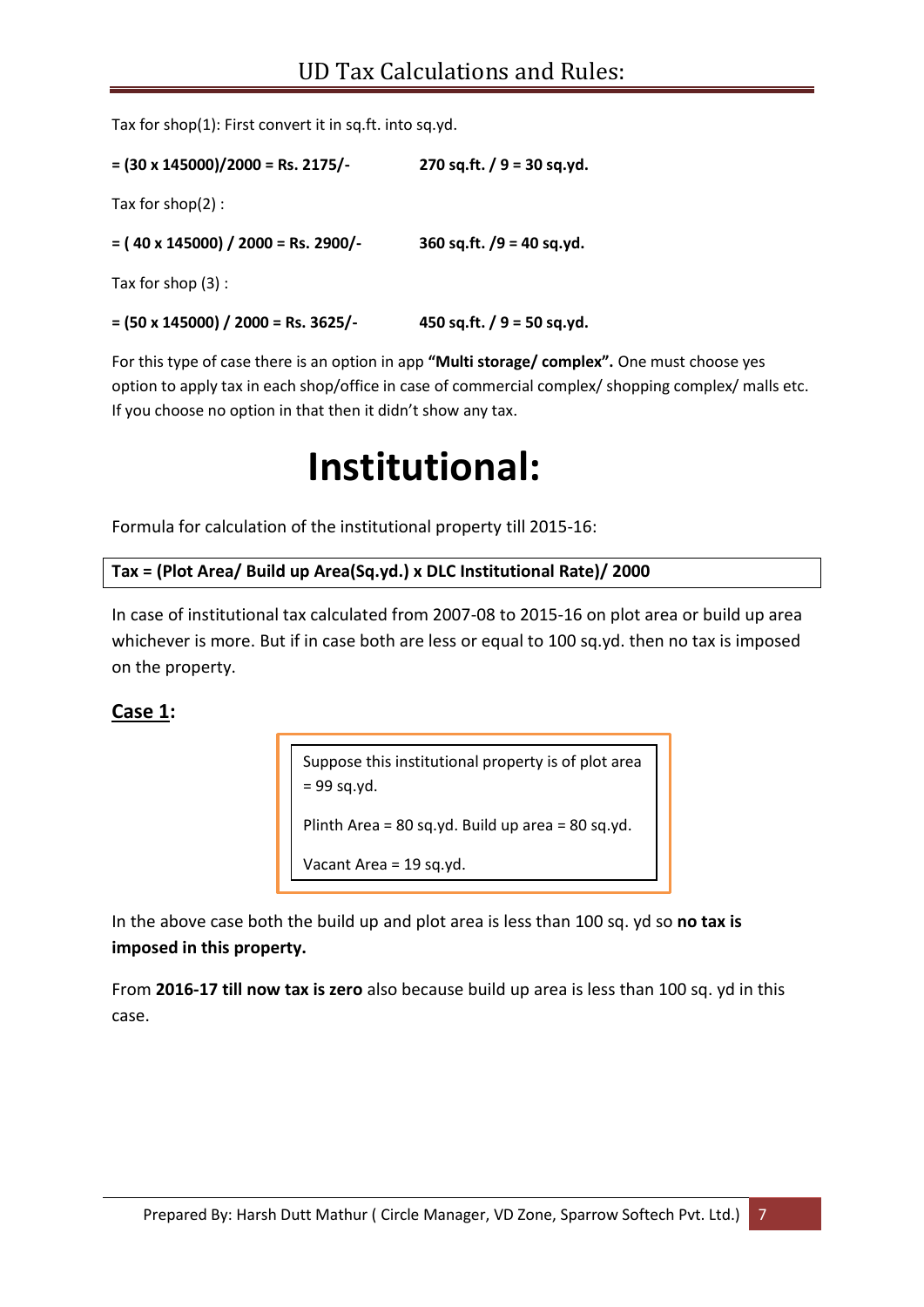Tax for shop(1): First convert it in sq.ft. into sq.yd.

**= (30 x 145000)/2000 = Rs. 2175/-** **270 sq.ft. / 9 = 30 sq.yd.**

Tax for shop(2) :

**= ( 40 x 145000) / 2000 = Rs. 2900/-** **360 sq.ft. /9 = 40 sq.yd.**

Tax for shop (3) :

**= (50 x 145000) / 2000 = Rs. 3625/-** **450 sq.ft. / 9 = 50 sq.yd.**

For this type of case there is an option in app **"Multi storage/ complex".** One must choose yes option to apply tax in each shop/office in case of commercial complex/ shopping complex/ malls etc. If you choose no option in that then it didn't show any tax.

# Institutional:

Formula for calculation of the institutional property till 2015-16:

**Tax = (Plot Area/ Build up Area(Sq.yd.) x DLC Institutional Rate)/ 2000**

In case of institutional tax calculated from 2007-08 to 2015-16 on plot area or build up area whichever is more. But if in case both are less or equal to 100 sq.yd. then no tax is imposed on the property.

## Case 1:

Suppose this institutional property is of plot area = 99 sq.yd.

Plinth Area = 80 sq.yd. Build up area = 80 sq.yd.

Vacant Area = 19 sq.yd.

In the above case both the build up and plot area is less than 100 sq. yd so **no tax is imposed in this property.**

From **2016-17 till now tax is zero** also because build up area is less than 100 sq. yd in this case.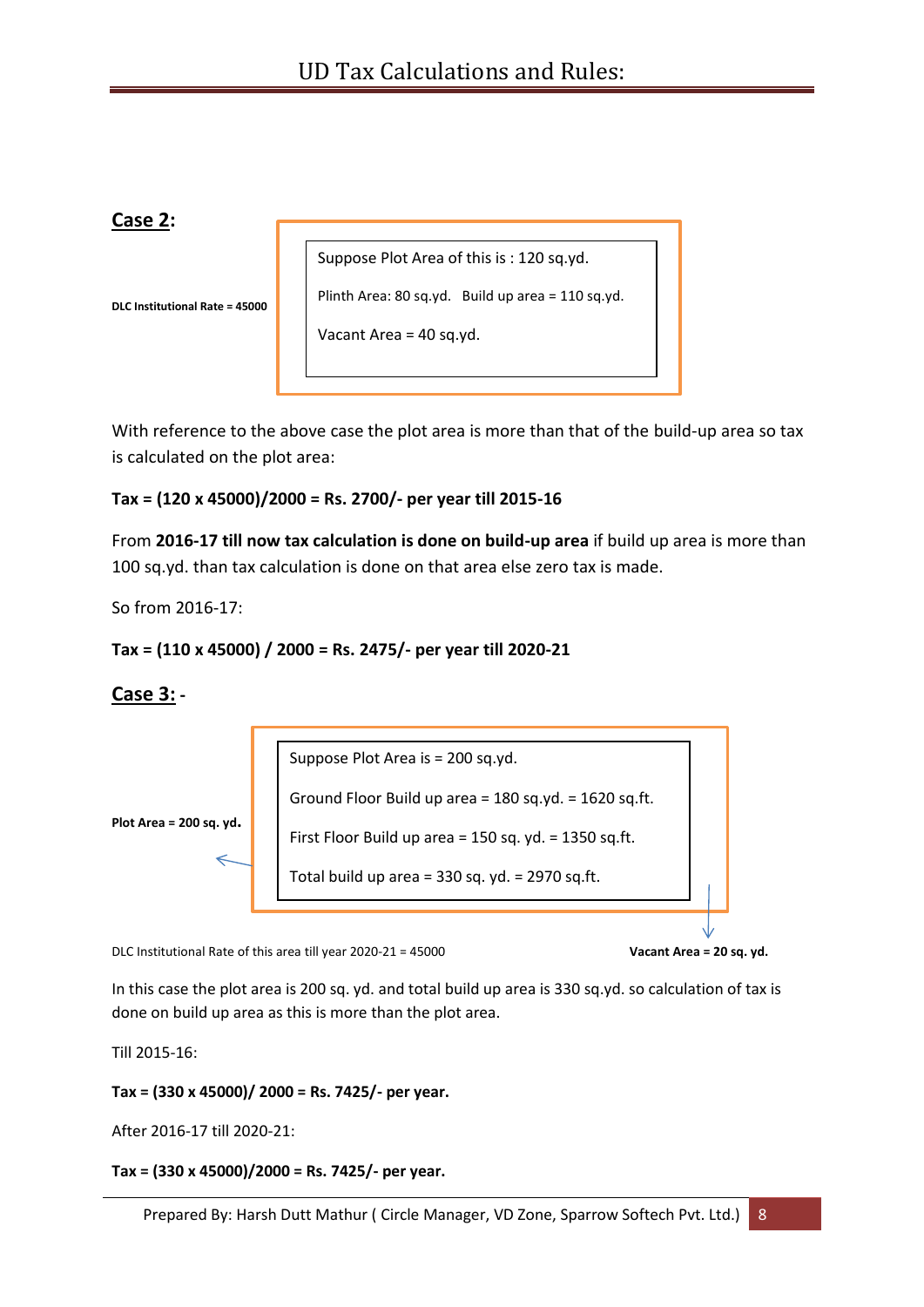**Case 2:**

DLC Institutional Rate = 45000

> Suppose Plot Area of this is : 120 sq.yd.
>
> Plinth Area: 80 sq.yd. Build up area = 110 sq.yd.
>
> Vacant Area = 40 sq.yd.

With reference to the above case the plot area is more than that of the build-up area so tax is calculated on the plot area:

**Tax = (120 x 45000)/2000 = Rs. 2700/- per year till 2015-16**

From **2016-17 till now tax calculation is done on build-up area** if build up area is more than 100 sq.yd. than tax calculation is done on that area else zero tax is made.

So from 2016-17:

**Tax = (110 x 45000) / 2000 = Rs. 2475/- per year till 2020-21**

**Case 3:** -

**Plot Area = 200 sq. yd.**

> Suppose Plot Area is = 200 sq.yd.
>
> Ground Floor Build up area = 180 sq.yd. = 1620 sq.ft.
>
> First Floor Build up area = 150 sq. yd. = 1350 sq.ft.
>
> Total build up area = 330 sq. yd. = 2970 sq.ft.

DLC Institutional Rate of this area till year 2020-21 = 45000

**Vacant Area = 20 sq. yd.**

In this case the plot area is 200 sq. yd. and total build up area is 330 sq.yd. so calculation of tax is done on build up area as this is more than the plot area.

Till 2015-16:

**Tax = (330 x 45000)/ 2000 = Rs. 7425/- per year.**

After 2016-17 till 2020-21:

**Tax = (330 x 45000)/2000 = Rs. 7425/- per year.**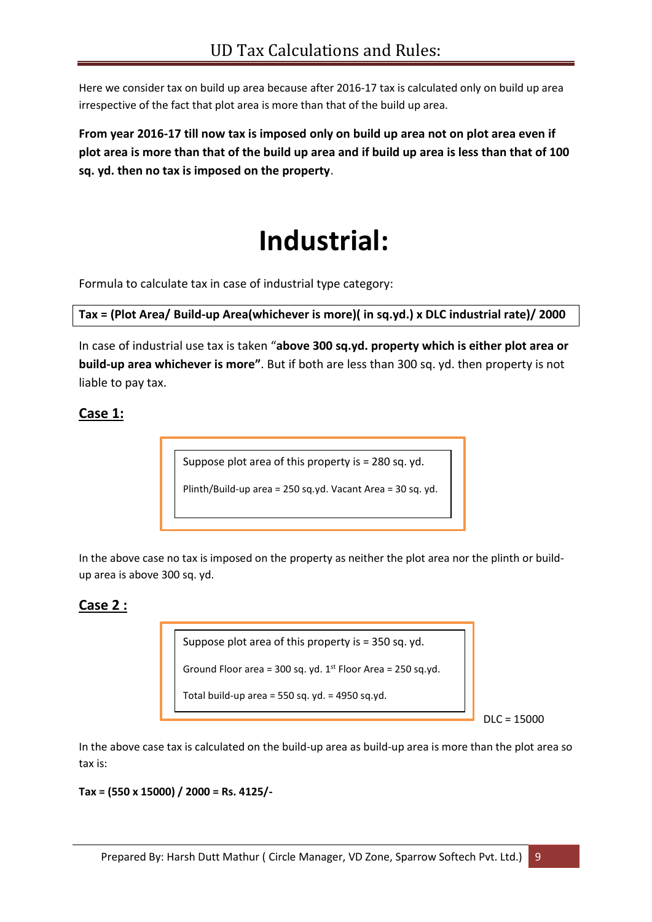## UD Tax Calculations and Rules:

Here we consider tax on build up area because after 2016-17 tax is calculated only on build up area irrespective of the fact that plot area is more than that of the build up area.

**From year 2016-17 till now tax is imposed only on build up area not on plot area even if plot area is more than that of the build up area and if build up area is less than that of 100 sq. yd. then no tax is imposed on the property**.

# Industrial:

Formula to calculate tax in case of industrial type category:

**Tax = (Plot Area/ Build-up Area(whichever is more)( in sq.yd.) x DLC industrial rate)/ 2000**

In case of industrial use tax is taken "**above 300 sq.yd. property which is either plot area or build-up area whichever is more"**. But if both are less than 300 sq. yd. then property is not liable to pay tax.

### Case 1:

Suppose plot area of this property is = 280 sq. yd.

Plinth/Build-up area = 250 sq.yd. Vacant Area = 30 sq. yd.

In the above case no tax is imposed on the property as neither the plot area nor the plinth or build-up area is above 300 sq. yd.

### Case 2 :

Suppose plot area of this property is = 350 sq. yd.

Ground Floor area = 300 sq. yd. 1st Floor Area = 250 sq.yd.

Total build-up area = 550 sq. yd. = 4950 sq.yd.

DLC = 15000

In the above case tax is calculated on the build-up area as build-up area is more than the plot area so tax is:

**Tax = (550 x 15000) / 2000 = Rs. 4125/-**